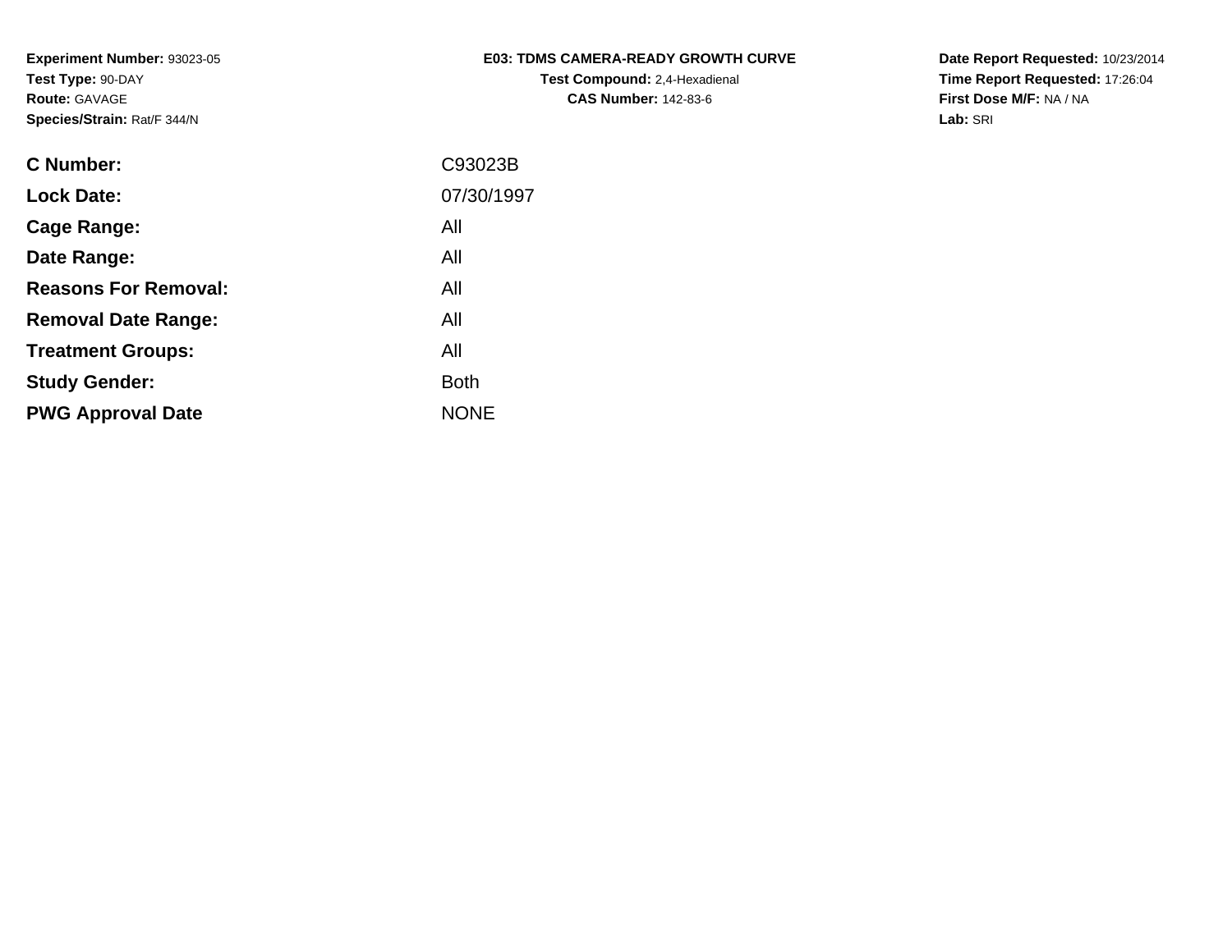**Experiment Number:** 93023-05
**Test Type:** 90-DAY
**Route:** GAVAGE
**Species/Strain:** Rat/F 344/N

**E03: TDMS CAMERA-READY GROWTH CURVE**
**Test Compound:** 2,4-Hexadienal
**CAS Number:** 142-83-6

**Date Report Requested:** 10/23/2014
**Time Report Requested:** 17:26:04
**First Dose M/F:** NA / NA
**Lab:** SRI

| | |
|---|---|
| **C Number:** | C93023B |
| **Lock Date:** | 07/30/1997 |
| **Cage Range:** | All |
| **Date Range:** | All |
| **Reasons For Removal:** | All |
| **Removal Date Range:** | All |
| **Treatment Groups:** | All |
| **Study Gender:** | Both |
| **PWG Approval Date** | NONE |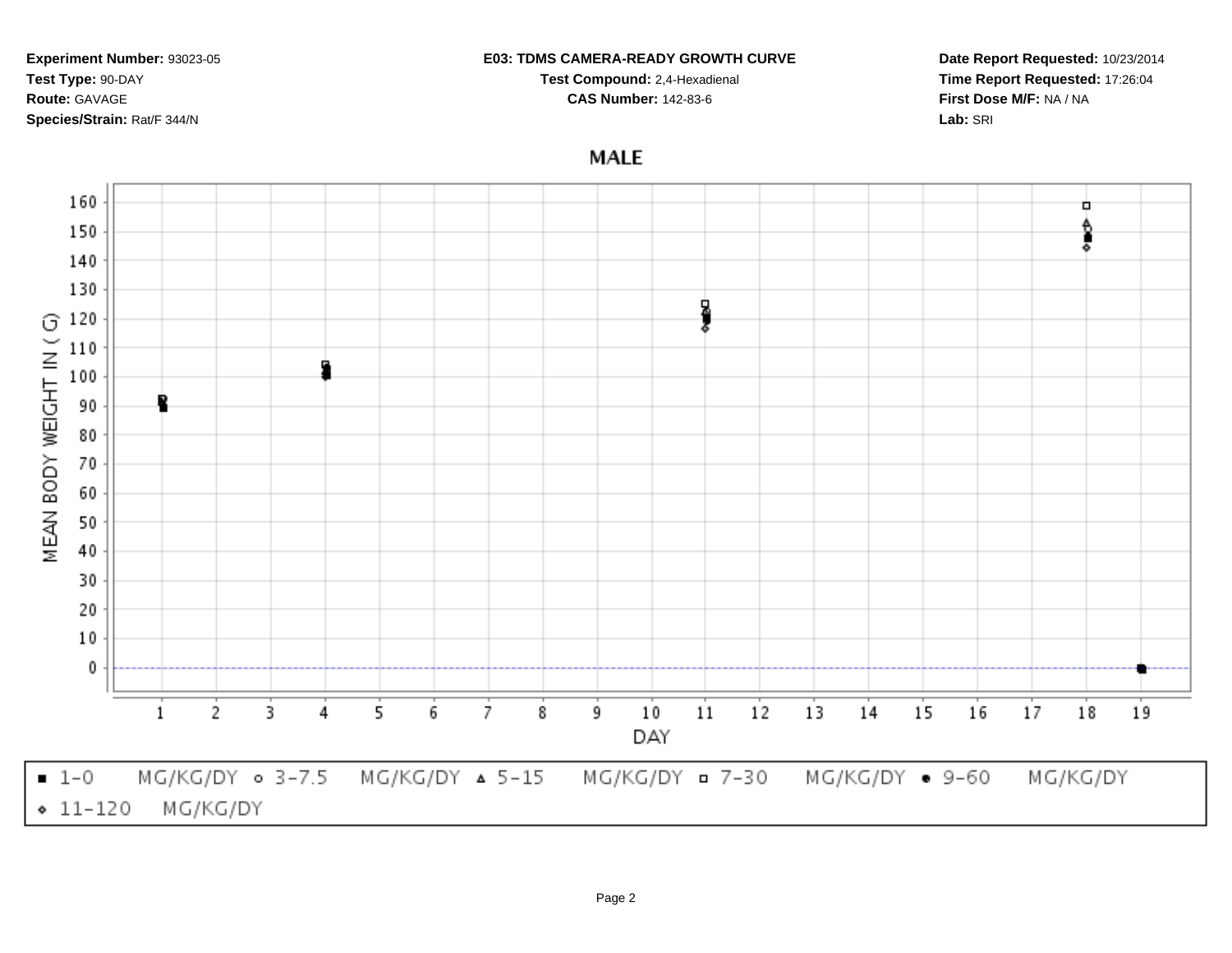**Experiment Number:** 93023-05
**Test Type:** 90-DAY
**Route:** GAVAGE
**Species/Strain:** Rat/F 344/N

**E03: TDMS CAMERA-READY GROWTH CURVE**
**Test Compound:** 2,4-Hexadienal
**CAS Number:** 142-83-6

**Date Report Requested:** 10/23/2014
**Time Report Requested:** 17:26:04
**First Dose M/F:** NA / NA
**Lab:** SRI

## MALE

MEAN BODY WEIGHT IN ( G)

DAY

▪ 1-0 MG/KG/DY ∘ 3-7.5 MG/KG/DY ▵ 5-15 MG/KG/DY ▫ 7-30 MG/KG/DY • 9-60 MG/KG/DY ⋄ 11-120 MG/KG/DY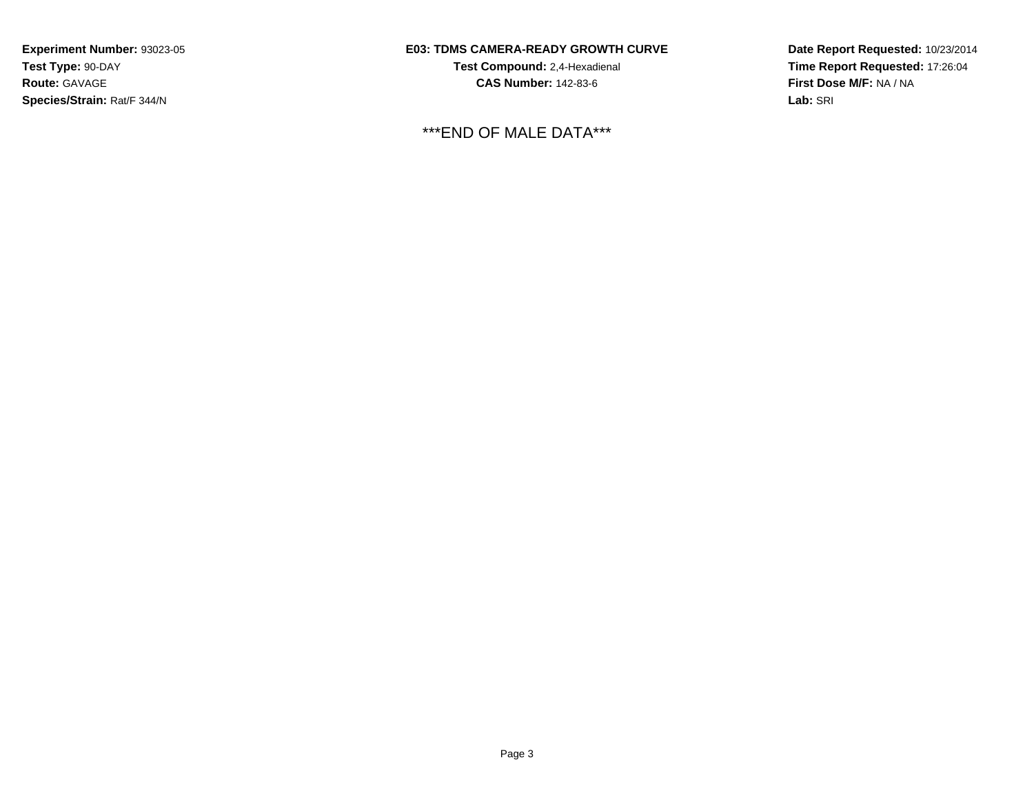**Experiment Number:** 93023-05
**Test Type:** 90-DAY
**Route:** GAVAGE
**Species/Strain:** Rat/F 344/N

**E03: TDMS CAMERA-READY GROWTH CURVE**
**Test Compound:** 2,4-Hexadienal
**CAS Number:** 142-83-6

**Date Report Requested:** 10/23/2014
**Time Report Requested:** 17:26:04
**First Dose M/F:** NA / NA
**Lab:** SRI

***END OF MALE DATA***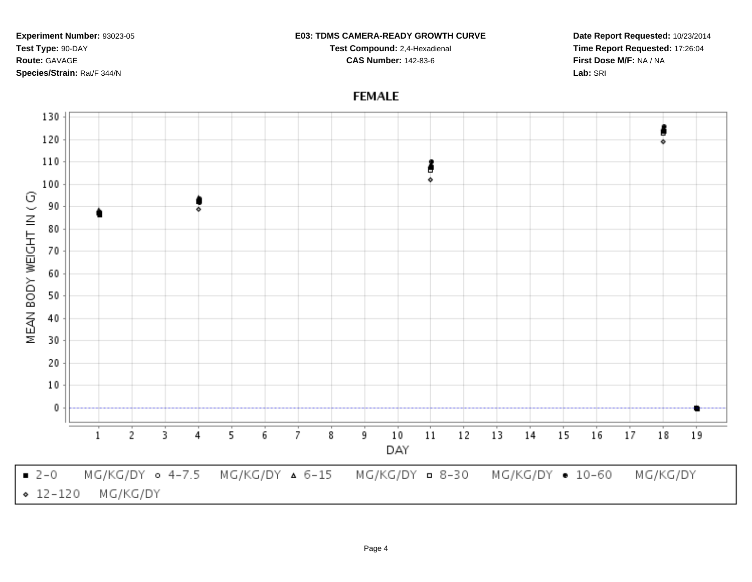**Experiment Number:** 93023-05
**Test Type:** 90-DAY
**Route:** GAVAGE
**Species/Strain:** Rat/F 344/N

**E03: TDMS CAMERA-READY GROWTH CURVE**
**Test Compound:** 2,4-Hexadienal
**CAS Number:** 142-83-6

**Date Report Requested:** 10/23/2014
**Time Report Requested:** 17:26:04
**First Dose M/F:** NA / NA
**Lab:** SRI

## FEMALE

MEAN BODY WEIGHT IN ( G)

DAY

■ 2-0 MG/KG/DY ○ 4-7.5 MG/KG/DY △ 6-15 MG/KG/DY □ 8-30 MG/KG/DY ● 10-60 MG/KG/DY ◇ 12-120 MG/KG/DY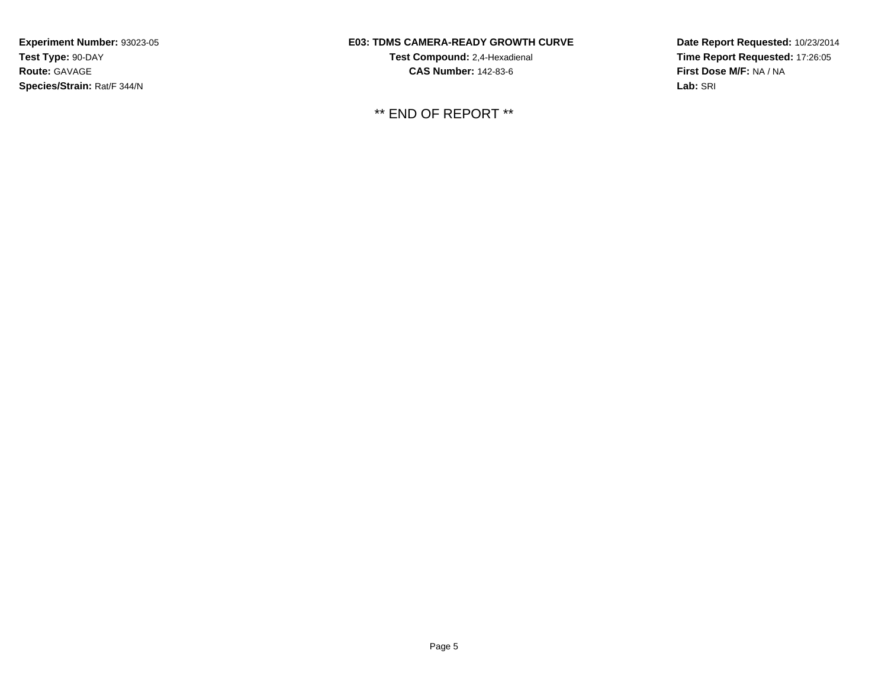**Experiment Number:** 93023-05
**Test Type:** 90-DAY
**Route:** GAVAGE
**Species/Strain:** Rat/F 344/N

**E03: TDMS CAMERA-READY GROWTH CURVE**
**Test Compound:** 2,4-Hexadienal
**CAS Number:** 142-83-6

**Date Report Requested:** 10/23/2014
**Time Report Requested:** 17:26:05
**First Dose M/F:** NA / NA
**Lab:** SRI

** END OF REPORT **